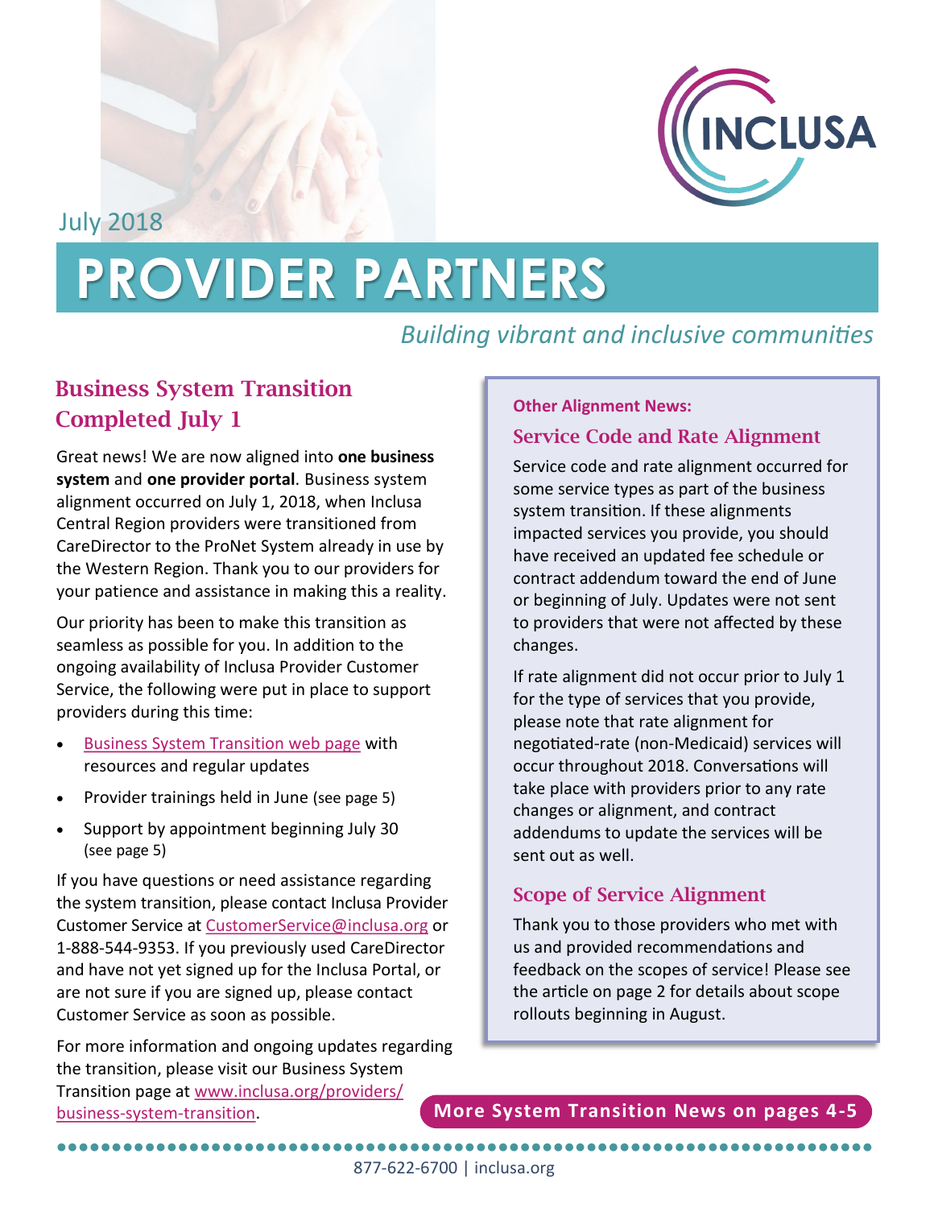July 2018

# PROVIDER PARTNERS

*Building vibrant and inclusive communities*

## Business System Transition Completed July 1

Great news! We are now aligned into **one business system** and **one provider portal**. Business system alignment occurred on July 1, 2018, when Inclusa Central Region providers were transitioned from CareDirector to the ProNet System already in use by the Western Region. Thank you to our providers for your patience and assistance in making this a reality.

Our priority has been to make this transition as seamless as possible for you. In addition to the ongoing availability of Inclusa Provider Customer Service, the following were put in place to support providers during this time:

- Business System Transition web page with resources and regular updates
- Provider trainings held in June (see page 5)
- Support by appointment beginning July 30 (see page 5)

If you have questions or need assistance regarding the system transition, please contact Inclusa Provider Customer Service at CustomerService@inclusa.org or 1-888-544-9353. If you previously used CareDirector and have not yet signed up for the Inclusa Portal, or are not sure if you are signed up, please contact Customer Service as soon as possible.

For more information and ongoing updates regarding the transition, please visit our Business System Transition page at www.inclusa.org/providers/business-system-transition.

**Other Alignment News:**

### Service Code and Rate Alignment

Service code and rate alignment occurred for some service types as part of the business system transition. If these alignments impacted services you provide, you should have received an updated fee schedule or contract addendum toward the end of June or beginning of July. Updates were not sent to providers that were not affected by these changes.

If rate alignment did not occur prior to July 1 for the type of services that you provide, please note that rate alignment for negotiated-rate (non-Medicaid) services will occur throughout 2018. Conversations will take place with providers prior to any rate changes or alignment, and contract addendums to update the services will be sent out as well.

### Scope of Service Alignment

Thank you to those providers who met with us and provided recommendations and feedback on the scopes of service! Please see the article on page 2 for details about scope rollouts beginning in August.

**More System Transition News on pages 4-5**

877-622-6700 | inclusa.org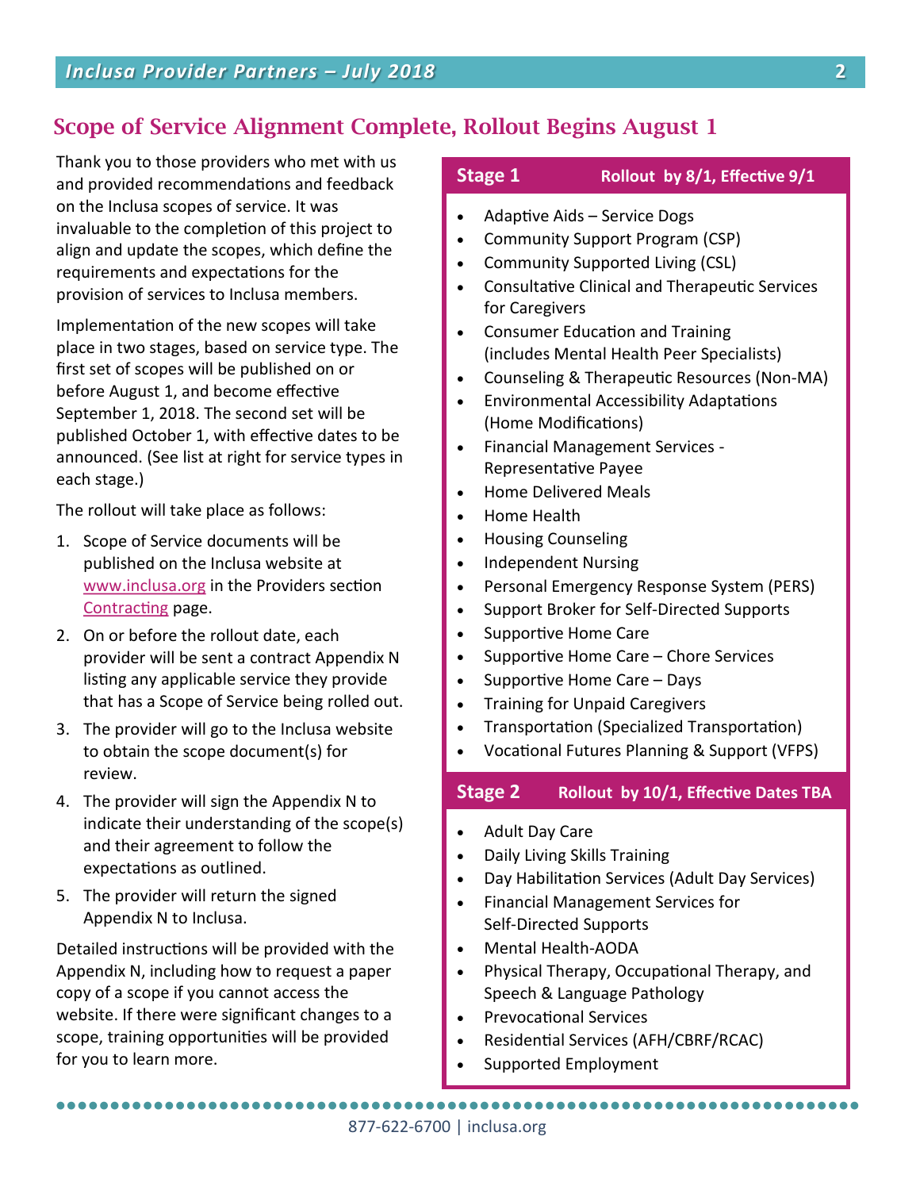## Scope of Service Alignment Complete, Rollout Begins August 1

Thank you to those providers who met with us and provided recommendations and feedback on the Inclusa scopes of service. It was invaluable to the completion of this project to align and update the scopes, which define the requirements and expectations for the provision of services to Inclusa members.

Implementation of the new scopes will take place in two stages, based on service type. The first set of scopes will be published on or before August 1, and become effective September 1, 2018. The second set will be published October 1, with effective dates to be announced. (See list at right for service types in each stage.)

The rollout will take place as follows:

1. Scope of Service documents will be published on the Inclusa website at www.inclusa.org in the Providers section Contracting page.
2. On or before the rollout date, each provider will be sent a contract Appendix N listing any applicable service they provide that has a Scope of Service being rolled out.
3. The provider will go to the Inclusa website to obtain the scope document(s) for review.
4. The provider will sign the Appendix N to indicate their understanding of the scope(s) and their agreement to follow the expectations as outlined.
5. The provider will return the signed Appendix N to Inclusa.

Detailed instructions will be provided with the Appendix N, including how to request a paper copy of a scope if you cannot access the website. If there were significant changes to a scope, training opportunities will be provided for you to learn more.

### Stage 1 — Rollout by 8/1, Effective 9/1

- Adaptive Aids – Service Dogs
- Community Support Program (CSP)
- Community Supported Living (CSL)
- Consultative Clinical and Therapeutic Services for Caregivers
- Consumer Education and Training (includes Mental Health Peer Specialists)
- Counseling & Therapeutic Resources (Non-MA)
- Environmental Accessibility Adaptations (Home Modifications)
- Financial Management Services - Representative Payee
- Home Delivered Meals
- Home Health
- Housing Counseling
- Independent Nursing
- Personal Emergency Response System (PERS)
- Support Broker for Self-Directed Supports
- Supportive Home Care
- Supportive Home Care – Chore Services
- Supportive Home Care – Days
- Training for Unpaid Caregivers
- Transportation (Specialized Transportation)
- Vocational Futures Planning & Support (VFPS)

### Stage 2 — Rollout by 10/1, Effective Dates TBA

- Adult Day Care
- Daily Living Skills Training
- Day Habilitation Services (Adult Day Services)
- Financial Management Services for Self-Directed Supports
- Mental Health-AODA
- Physical Therapy, Occupational Therapy, and Speech & Language Pathology
- Prevocational Services
- Residential Services (AFH/CBRF/RCAC)
- Supported Employment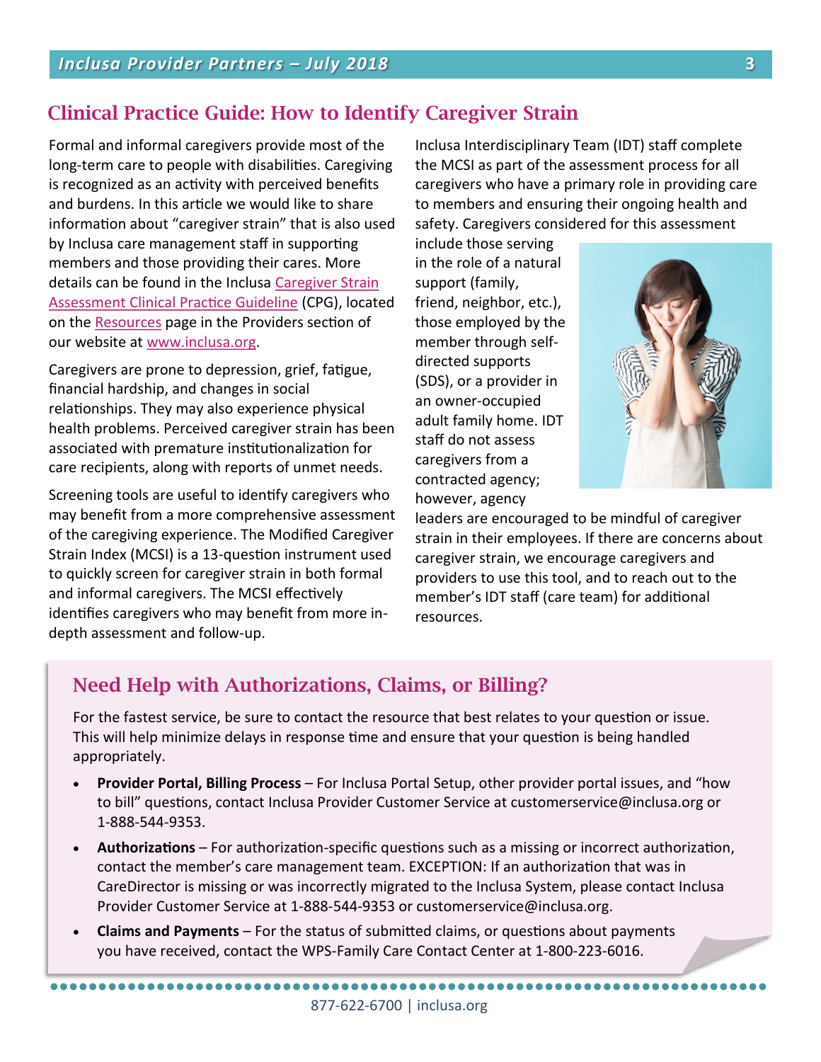## Clinical Practice Guide: How to Identify Caregiver Strain

Formal and informal caregivers provide most of the long-term care to people with disabilities. Caregiving is recognized as an activity with perceived benefits and burdens. In this article we would like to share information about "caregiver strain" that is also used by Inclusa care management staff in supporting members and those providing their cares. More details can be found in the Inclusa Caregiver Strain Assessment Clinical Practice Guideline (CPG), located on the Resources page in the Providers section of our website at www.inclusa.org.

Caregivers are prone to depression, grief, fatigue, financial hardship, and changes in social relationships. They may also experience physical health problems. Perceived caregiver strain has been associated with premature institutionalization for care recipients, along with reports of unmet needs.

Screening tools are useful to identify caregivers who may benefit from a more comprehensive assessment of the caregiving experience. The Modified Caregiver Strain Index (MCSI) is a 13-question instrument used to quickly screen for caregiver strain in both formal and informal caregivers. The MCSI effectively identifies caregivers who may benefit from more in-depth assessment and follow-up.

Inclusa Interdisciplinary Team (IDT) staff complete the MCSI as part of the assessment process for all caregivers who have a primary role in providing care to members and ensuring their ongoing health and safety. Caregivers considered for this assessment include those serving in the role of a natural support (family, friend, neighbor, etc.), those employed by the member through self-directed supports (SDS), or a provider in an owner-occupied adult family home. IDT staff do not assess caregivers from a contracted agency; however, agency leaders are encouraged to be mindful of caregiver strain in their employees. If there are concerns about caregiver strain, we encourage caregivers and providers to use this tool, and to reach out to the member's IDT staff (care team) for additional resources.

## Need Help with Authorizations, Claims, or Billing?

For the fastest service, be sure to contact the resource that best relates to your question or issue. This will help minimize delays in response time and ensure that your question is being handled appropriately.

- **Provider Portal, Billing Process** – For Inclusa Portal Setup, other provider portal issues, and "how to bill" questions, contact Inclusa Provider Customer Service at customerservice@inclusa.org or 1-888-544-9353.
- **Authorizations** – For authorization-specific questions such as a missing or incorrect authorization, contact the member's care management team. EXCEPTION: If an authorization that was in CareDirector is missing or was incorrectly migrated to the Inclusa System, please contact Inclusa Provider Customer Service at 1-888-544-9353 or customerservice@inclusa.org.
- **Claims and Payments** – For the status of submitted claims, or questions about payments you have received, contact the WPS-Family Care Contact Center at 1-800-223-6016.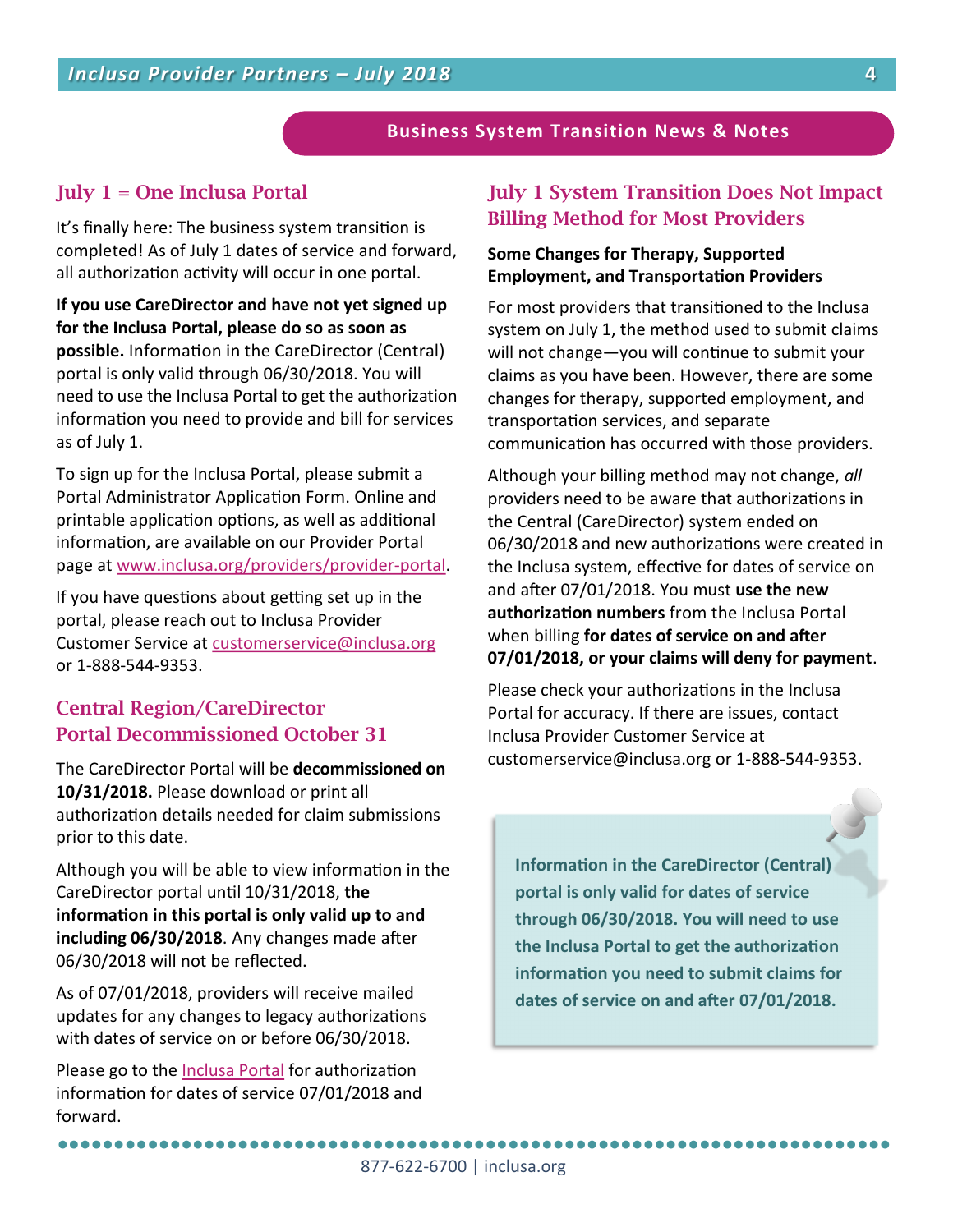## Business System Transition News & Notes

### July 1 = One Inclusa Portal

It's finally here: The business system transition is completed! As of July 1 dates of service and forward, all authorization activity will occur in one portal.

**If you use CareDirector and have not yet signed up for the Inclusa Portal, please do so as soon as possible.** Information in the CareDirector (Central) portal is only valid through 06/30/2018. You will need to use the Inclusa Portal to get the authorization information you need to provide and bill for services as of July 1.

To sign up for the Inclusa Portal, please submit a Portal Administrator Application Form. Online and printable application options, as well as additional information, are available on our Provider Portal page at www.inclusa.org/providers/provider-portal.

If you have questions about getting set up in the portal, please reach out to Inclusa Provider Customer Service at customerservice@inclusa.org or 1-888-544-9353.

### Central Region/CareDirector Portal Decommissioned October 31

The CareDirector Portal will be **decommissioned on 10/31/2018.** Please download or print all authorization details needed for claim submissions prior to this date.

Although you will be able to view information in the CareDirector portal until 10/31/2018, **the information in this portal is only valid up to and including 06/30/2018**. Any changes made after 06/30/2018 will not be reflected.

As of 07/01/2018, providers will receive mailed updates for any changes to legacy authorizations with dates of service on or before 06/30/2018.

Please go to the Inclusa Portal for authorization information for dates of service 07/01/2018 and forward.

### July 1 System Transition Does Not Impact Billing Method for Most Providers

**Some Changes for Therapy, Supported Employment, and Transportation Providers**

For most providers that transitioned to the Inclusa system on July 1, the method used to submit claims will not change—you will continue to submit your claims as you have been. However, there are some changes for therapy, supported employment, and transportation services, and separate communication has occurred with those providers.

Although your billing method may not change, *all* providers need to be aware that authorizations in the Central (CareDirector) system ended on 06/30/2018 and new authorizations were created in the Inclusa system, effective for dates of service on and after 07/01/2018. You must **use the new authorization numbers** from the Inclusa Portal when billing **for dates of service on and after 07/01/2018, or your claims will deny for payment**.

Please check your authorizations in the Inclusa Portal for accuracy. If there are issues, contact Inclusa Provider Customer Service at customerservice@inclusa.org or 1-888-544-9353.

**Information in the CareDirector (Central) portal is only valid for dates of service through 06/30/2018. You will need to use the Inclusa Portal to get the authorization information you need to submit claims for dates of service on and after 07/01/2018.**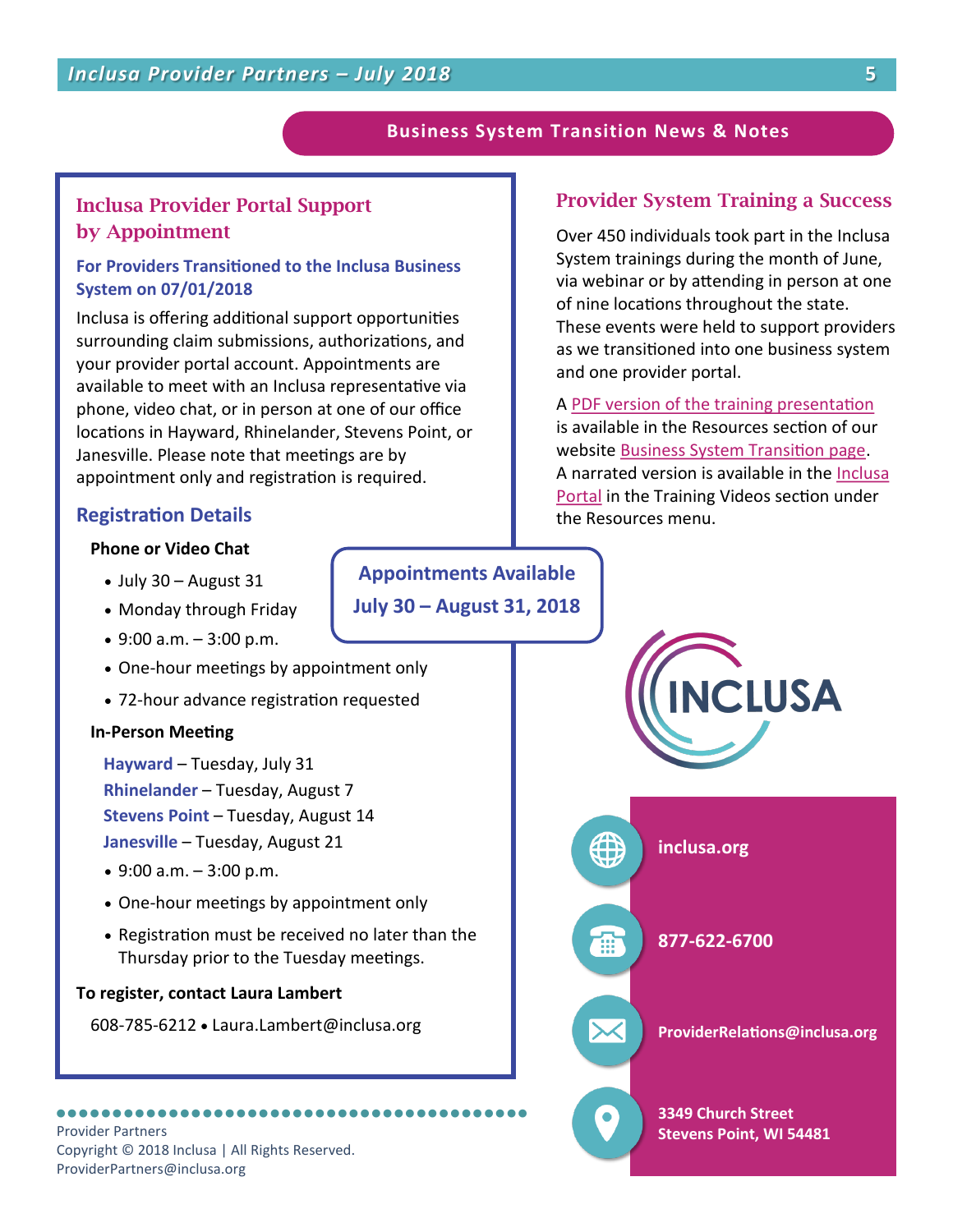## Business System Transition News & Notes

## Inclusa Provider Portal Support by Appointment

### For Providers Transitioned to the Inclusa Business System on 07/01/2018

Inclusa is offering additional support opportunities surrounding claim submissions, authorizations, and your provider portal account. Appointments are available to meet with an Inclusa representative via phone, video chat, or in person at one of our office locations in Hayward, Rhinelander, Stevens Point, or Janesville. Please note that meetings are by appointment only and registration is required.

**Appointments Available July 30 – August 31, 2018**

### Registration Details

**Phone or Video Chat**

- July 30 – August 31
- Monday through Friday
- 9:00 a.m. – 3:00 p.m.
- One-hour meetings by appointment only
- 72-hour advance registration requested

**In-Person Meeting**

**Hayward** – Tuesday, July 31
**Rhinelander** – Tuesday, August 7
**Stevens Point** – Tuesday, August 14
**Janesville** – Tuesday, August 21

- 9:00 a.m. – 3:00 p.m.
- One-hour meetings by appointment only
- Registration must be received no later than the Thursday prior to the Tuesday meetings.

**To register, contact Laura Lambert**

608-785-6212 • Laura.Lambert@inclusa.org

## Provider System Training a Success

Over 450 individuals took part in the Inclusa System trainings during the month of June, via webinar or by attending in person at one of nine locations throughout the state. These events were held to support providers as we transitioned into one business system and one provider portal.

A PDF version of the training presentation is available in the Resources section of our website Business System Transition page. A narrated version is available in the Inclusa Portal in the Training Videos section under the Resources menu.

INCLUSA

inclusa.org

877-622-6700

ProviderRelations@inclusa.org

3349 Church Street
Stevens Point, WI 54481

Provider Partners
Copyright © 2018 Inclusa | All Rights Reserved.
ProviderPartners@inclusa.org